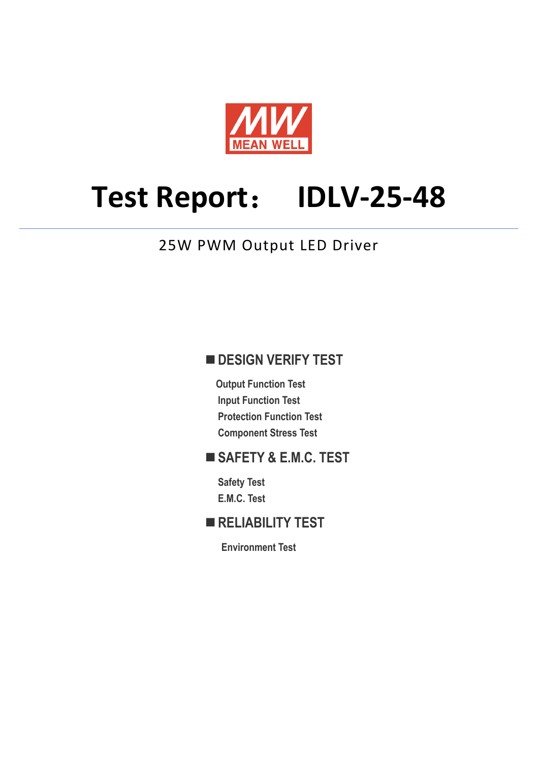MEAN WELL

# Test Report： IDLV-25-48

25W PWM Output LED Driver

## ■ DESIGN VERIFY TEST

- Output Function Test
- Input Function Test
- Protection Function Test
- Component Stress Test

## ■ SAFETY & E.M.C. TEST

- Safety Test
- E.M.C. Test

## ■ RELIABILITY TEST

- Environment Test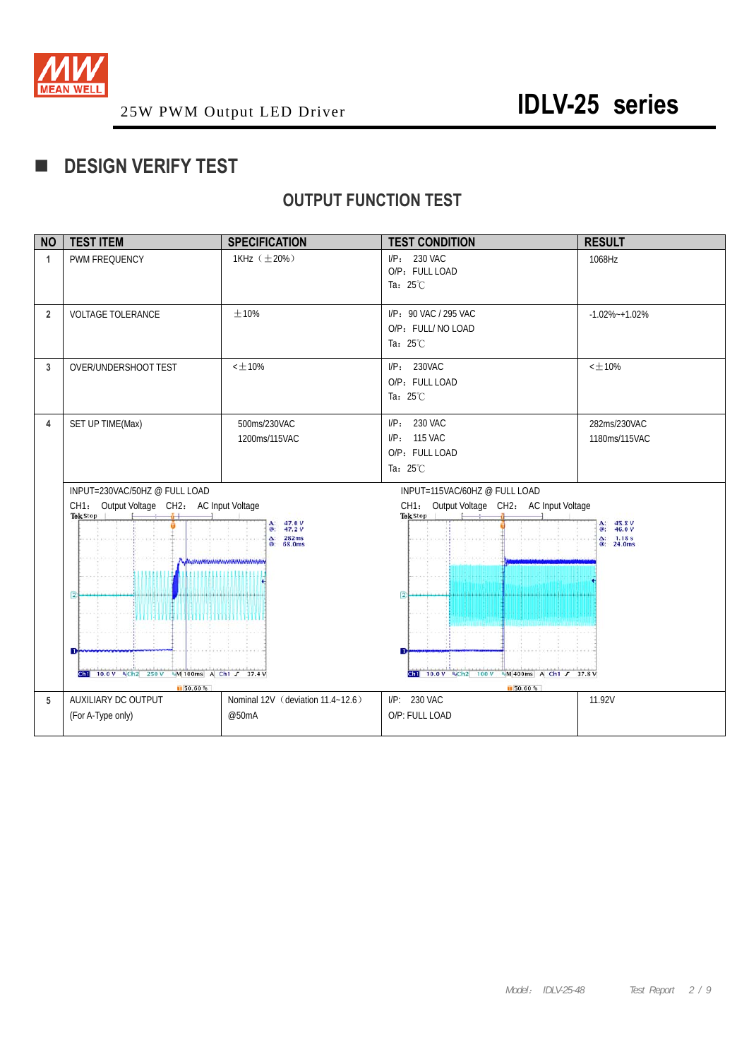25W PWM Output LED Driver

# IDLV-25 series

## DESIGN VERIFY TEST

### OUTPUT FUNCTION TEST

| NO | TEST ITEM | SPECIFICATION | TEST CONDITION | RESULT |
|---|---|---|---|---|
| 1 | PWM FREQUENCY | 1KHz（±20%） | I/P: 230 VAC<br>O/P: FULL LOAD<br>Ta: 25℃ | 1068Hz |
| 2 | VOLTAGE TOLERANCE | ±10% | I/P: 90 VAC / 295 VAC<br>O/P: FULL/ NO LOAD<br>Ta: 25℃ | -1.02%~+1.02% |
| 3 | OVER/UNDERSHOOT TEST | <±10% | I/P: 230VAC<br>O/P: FULL LOAD<br>Ta: 25℃ | <±10% |
| 4 | SET UP TIME(Max) | 500ms/230VAC<br>1200ms/115VAC | I/P: 230 VAC<br>I/P: 115 VAC<br>O/P: FULL LOAD<br>Ta: 25℃ | 282ms/230VAC<br>1180ms/115VAC |
| | INPUT=230VAC/50HZ @ FULL LOAD<br>CH1: Output Voltage CH2: AC Input Voltage | | INPUT=115VAC/60HZ @ FULL LOAD<br>CH1: Output Voltage CH2: AC Input Voltage | |
| 5 | AUXILIARY DC OUTPUT<br>(For A-Type only) | Nominal 12V（deviation 11.4~12.6）<br>@50mA | I/P: 230 VAC<br>O/P: FULL LOAD | 11.92V |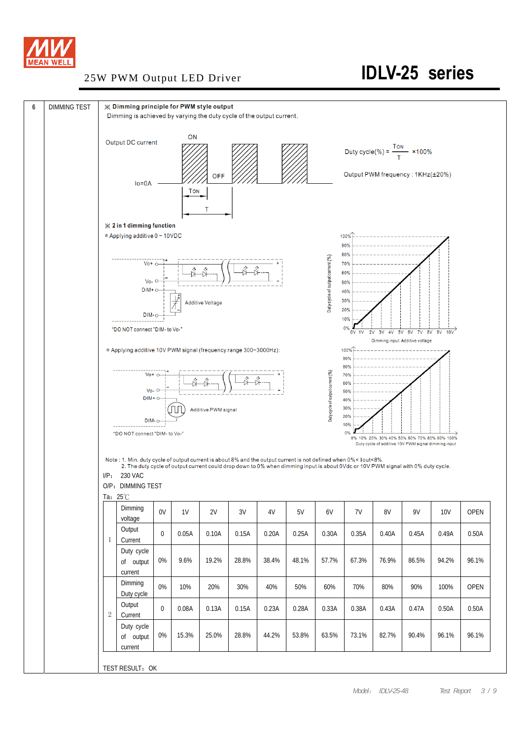# 25W PWM Output LED Driver — IDLV-25 series

| 6 | DIMMING TEST |
|---|---|

※ **Dimming principle for PWM style output**

Dimming is achieved by varying the duty cycle of the output current.

Output DC current — ON / OFF — Io=0A — TON — T

$$\text{Duty cycle}(\%) = \frac{T_{ON}}{T} \times 100\%$$

Output PWM frequency : 1KHz(±20%)

※ **2 in 1 dimming function**

⊙ Applying additive 0 ~ 10VDC

Vo+ / Vo- / DIM+ / DIM- — Additive Voltage

"DO NOT connect "DIM- to Vo-"

Duty cycle of output current (%) vs. Dimming input: Additive voltage (0V–10V)

⊙ Applying additive 10V PWM signal (frequency range 300~3000Hz):

Vo+ / Vo- / DIM+ / DIM- — Additive PWM signal

"DO NOT connect "DIM- to Vo-"

Duty cycle of output current (%) vs. Duty cycle of additive 10V PWM signal dimming input (0%–100%)

Note : 1. Min. duty cycle of output current is about 8% and the output current is not defined when 0%< Iout<8%.
2. The duty cycle of output current could drop down to 0% when dimming input is about 0Vdc or 10V PWM signal with 0% duty cycle.

I/P: 230 VAC

O/P: DIMMING TEST

Ta: 25℃

| | | | | | | | | | | | | | |
|---|---|---|---|---|---|---|---|---|---|---|---|---|---|
| 1 | Dimming voltage | 0V | 1V | 2V | 3V | 4V | 5V | 6V | 7V | 8V | 9V | 10V | OPEN |
| | Output Current | 0 | 0.05A | 0.10A | 0.15A | 0.20A | 0.25A | 0.30A | 0.35A | 0.40A | 0.45A | 0.49A | 0.50A |
| | Duty cycle of output current | 0% | 9.6% | 19.2% | 28.8% | 38.4% | 48.1% | 57.7% | 67.3% | 76.9% | 86.5% | 94.2% | 96.1% |
| 2 | Dimming Duty cycle | 0% | 10% | 20% | 30% | 40% | 50% | 60% | 70% | 80% | 90% | 100% | OPEN |
| | Output Current | 0 | 0.08A | 0.13A | 0.15A | 0.23A | 0.28A | 0.33A | 0.38A | 0.43A | 0.47A | 0.50A | 0.50A |
| | Duty cycle of output current | 0% | 15.3% | 25.0% | 28.8% | 44.2% | 53.8% | 63.5% | 73.1% | 82.7% | 90.4% | 96.1% | 96.1% |

TEST RESULT: OK

Model: IDLV-25-48 Test Report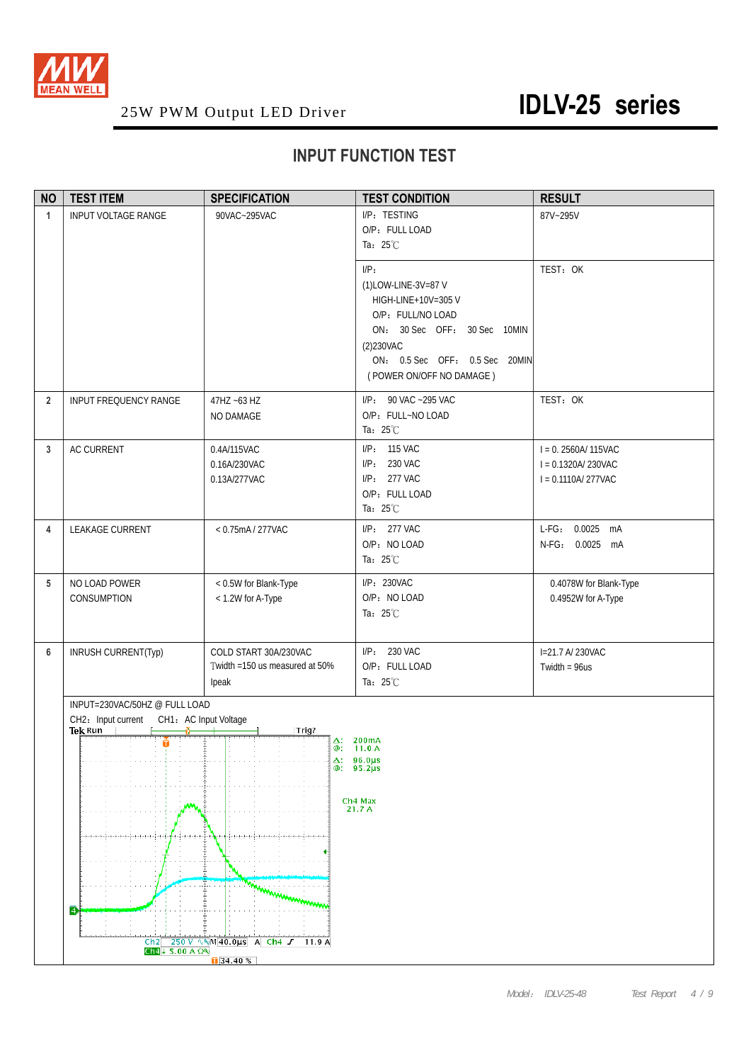25W PWM Output LED Driver

# IDLV-25 series

## INPUT FUNCTION TEST

| NO | TEST ITEM | SPECIFICATION | TEST CONDITION | RESULT |
|---|---|---|---|---|
| 1 | INPUT VOLTAGE RANGE | 90VAC~295VAC | I/P：TESTING<br>O/P：FULL LOAD<br>Ta：25℃ | 87V~295V |
| | | | I/P：<br>(1)LOW-LINE-3V=87 V<br>HIGH-LINE+10V=305 V<br>O/P：FULL/NO LOAD<br>ON：30 Sec OFF：30 Sec 10MIN<br>(2)230VAC<br>ON：0.5 Sec OFF：0.5 Sec 20MIN<br>( POWER ON/OFF NO DAMAGE ) | TEST：OK |
| 2 | INPUT FREQUENCY RANGE | 47HZ ~63 HZ<br>NO DAMAGE | I/P：90 VAC ~295 VAC<br>O/P：FULL~NO LOAD<br>Ta：25℃ | TEST：OK |
| 3 | AC CURRENT | 0.4A/115VAC<br>0.16A/230VAC<br>0.13A/277VAC | I/P：115 VAC<br>I/P：230 VAC<br>I/P：277 VAC<br>O/P：FULL LOAD<br>Ta：25℃ | I = 0. 2560A/ 115VAC<br>I = 0.1320A/ 230VAC<br>I = 0.1110A/ 277VAC |
| 4 | LEAKAGE CURRENT | < 0.75mA / 277VAC | I/P：277 VAC<br>O/P：NO LOAD<br>Ta：25℃ | L-FG：0.0025 mA<br>N-FG：0.0025 mA |
| 5 | NO LOAD POWER CONSUMPTION | < 0.5W for Blank-Type<br>< 1.2W for A-Type | I/P：230VAC<br>O/P：NO LOAD<br>Ta：25℃ | 0.4078W for Blank-Type<br>0.4952W for A-Type |
| 6 | INRUSH CURRENT(Typ) | COLD START 30A/230VAC<br>Twidth =150 us measured at 50% Ipeak | I/P：230 VAC<br>O/P：FULL LOAD<br>Ta：25℃ | I=21.7 A/ 230VAC<br>Twidth = 96us |

INPUT=230VAC/50HZ @ FULL LOAD

CH2：Input current CH1：AC Input Voltage

Tek Run Trig?

Δ: 200mA
@: 11.0 A
Δ: 96.0µs
@: 95.2µs

Ch4 Max
21.7 A

Ch2 250 V M 40.0µs A Ch4 ∫ 11.9 A
Ch4 5.00 A Ω
34.40 %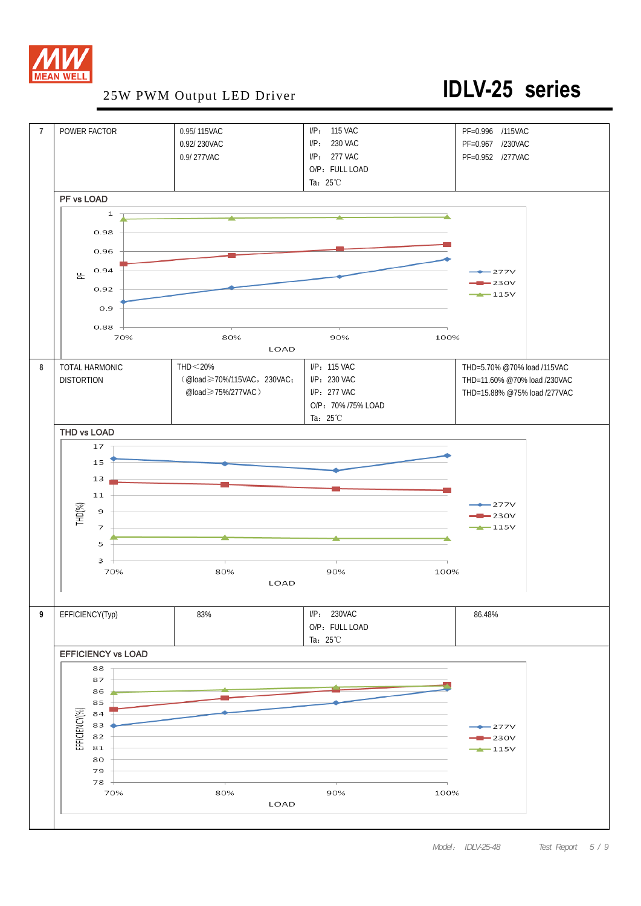# 25W PWM Output LED Driver — IDLV-25 series

| No. | Item | Spec | Test Condition | Result |
|---|---|---|---|---|
| 7 | POWER FACTOR | 0.95/ 115VAC<br>0.92/ 230VAC<br>0.9/ 277VAC | I/P: 115 VAC<br>I/P: 230 VAC<br>I/P: 277 VAC<br>O/P: FULL LOAD<br>Ta: 25℃ | PF=0.996 /115VAC<br>PF=0.967 /230VAC<br>PF=0.952 /277VAC |

**PF vs LOAD**

| LOAD | 277V | 230V | 115V |
|---|---|---|---|
| 70% | | | |
| 80% | | | |
| 90% | | | |
| 100% | | | |

| No. | Item | Spec | Test Condition | Result |
|---|---|---|---|---|
| 8 | TOTAL HARMONIC DISTORTION | THD＜20%<br>（@load≧70%/115VAC，230VAC;<br>@load≧75%/277VAC） | I/P: 115 VAC<br>I/P: 230 VAC<br>I/P: 277 VAC<br>O/P: 70% /75% LOAD<br>Ta: 25℃ | THD=5.70% @70% load /115VAC<br>THD=11.60% @70% load /230VAC<br>THD=15.88% @75% load /277VAC |

**THD vs LOAD**

| No. | Item | Spec | Test Condition | Result |
|---|---|---|---|---|
| 9 | EFFICIENCY(Typ) | 83% | I/P: 230VAC<br>O/P: FULL LOAD<br>Ta: 25℃ | 86.48% |

**EFFICIENCY vs LOAD**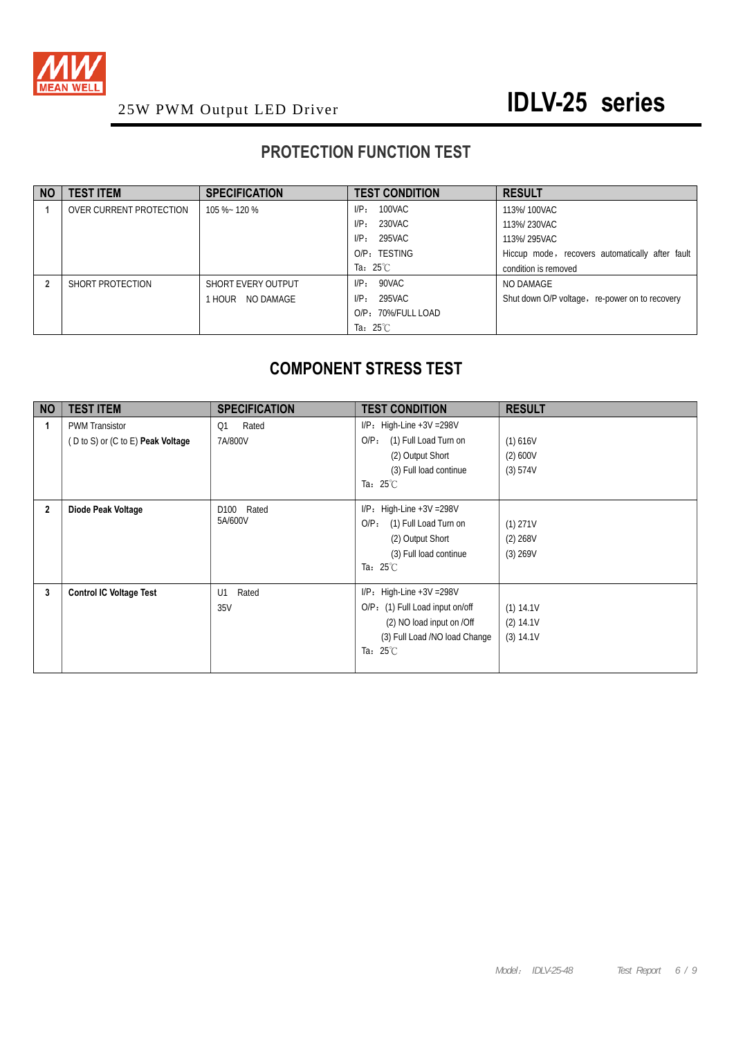25W PWM Output LED Driver

# IDLV-25 series

## PROTECTION FUNCTION TEST

| NO | TEST ITEM | SPECIFICATION | TEST CONDITION | RESULT |
|---|---|---|---|---|
| 1 | OVER CURRENT PROTECTION | 105 %~ 120 % | I/P: 100VAC<br>I/P: 230VAC<br>I/P: 295VAC<br>O/P: TESTING<br>Ta: 25℃ | 113%/ 100VAC<br>113%/ 230VAC<br>113%/ 295VAC<br>Hiccup mode, recovers automatically after fault condition is removed |
| 2 | SHORT PROTECTION | SHORT EVERY OUTPUT<br>1 HOUR NO DAMAGE | I/P: 90VAC<br>I/P: 295VAC<br>O/P: 70%/FULL LOAD<br>Ta: 25℃ | NO DAMAGE<br>Shut down O/P voltage, re-power on to recovery |

## COMPONENT STRESS TEST

| NO | TEST ITEM | SPECIFICATION | TEST CONDITION | RESULT |
|---|---|---|---|---|
| 1 | PWM Transistor<br>( D to S) or (C to E) **Peak Voltage** | Q1 Rated<br>7A/800V | I/P: High-Line +3V =298V<br>O/P: (1) Full Load Turn on<br>(2) Output Short<br>(3) Full load continue<br>Ta: 25℃ | (1) 616V<br>(2) 600V<br>(3) 574V |
| 2 | **Diode Peak Voltage** | D100 Rated<br>5A/600V | I/P: High-Line +3V =298V<br>O/P: (1) Full Load Turn on<br>(2) Output Short<br>(3) Full load continue<br>Ta: 25℃ | (1) 271V<br>(2) 268V<br>(3) 269V |
| 3 | **Control IC Voltage Test** | U1 Rated<br>35V | I/P: High-Line +3V =298V<br>O/P: (1) Full Load input on/off<br>(2) NO load input on /Off<br>(3) Full Load /NO load Change<br>Ta: 25℃ | (1) 14.1V<br>(2) 14.1V<br>(3) 14.1V |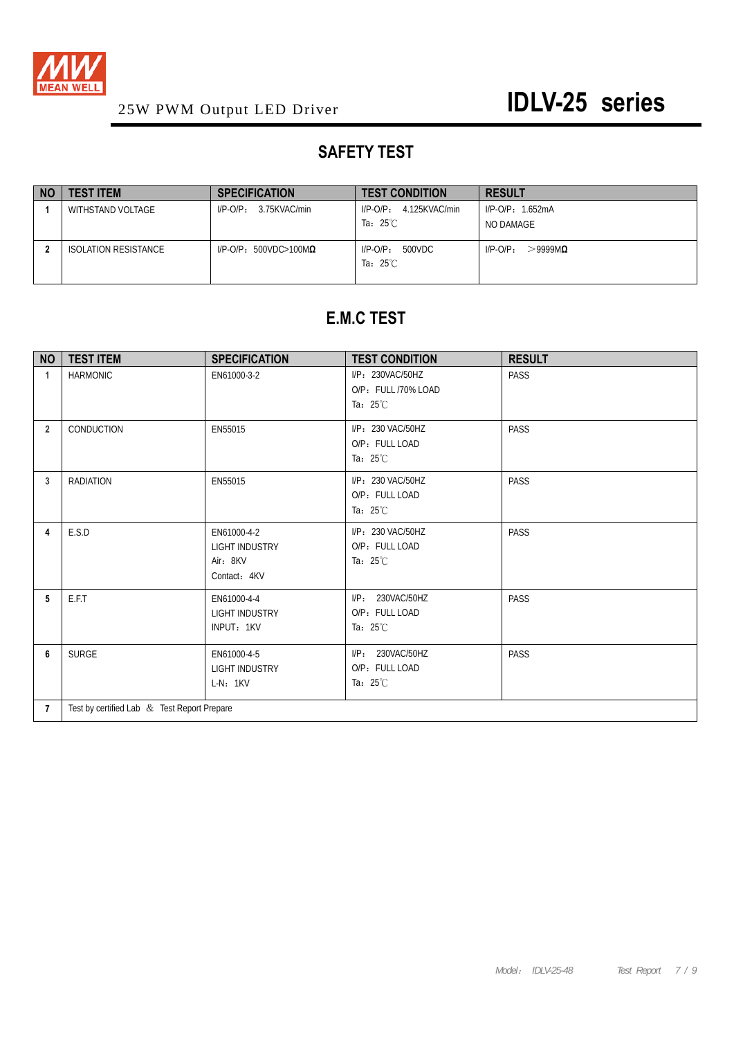25W PWM Output LED Driver

# IDLV-25 series

## SAFETY TEST

| NO | TEST ITEM | SPECIFICATION | TEST CONDITION | RESULT |
|---|---|---|---|---|
| 1 | WITHSTAND VOLTAGE | I/P-O/P： 3.75KVAC/min | I/P-O/P： 4.125KVAC/min<br>Ta：25℃ | I/P-O/P：1.652mA<br>NO DAMAGE |
| 2 | ISOLATION RESISTANCE | I/P-O/P：500VDC>100MΩ | I/P-O/P： 500VDC<br>Ta：25℃ | I/P-O/P： ＞9999MΩ |

## E.M.C TEST

| NO | TEST ITEM | SPECIFICATION | TEST CONDITION | RESULT |
|---|---|---|---|---|
| 1 | HARMONIC | EN61000-3-2 | I/P：230VAC/50HZ<br>O/P：FULL /70% LOAD<br>Ta：25℃ | PASS |
| 2 | CONDUCTION | EN55015 | I/P：230 VAC/50HZ<br>O/P：FULL LOAD<br>Ta：25℃ | PASS |
| 3 | RADIATION | EN55015 | I/P：230 VAC/50HZ<br>O/P：FULL LOAD<br>Ta：25℃ | PASS |
| 4 | E.S.D | EN61000-4-2<br>LIGHT INDUSTRY<br>Air：8KV<br>Contact：4KV | I/P：230 VAC/50HZ<br>O/P：FULL LOAD<br>Ta：25℃ | PASS |
| 5 | E.F.T | EN61000-4-4<br>LIGHT INDUSTRY<br>INPUT：1KV | I/P： 230VAC/50HZ<br>O/P：FULL LOAD<br>Ta：25℃ | PASS |
| 6 | SURGE | EN61000-4-5<br>LIGHT INDUSTRY<br>L-N：1KV | I/P： 230VAC/50HZ<br>O/P：FULL LOAD<br>Ta：25℃ | PASS |
| 7 | Test by certified Lab ＆ Test Report Prepare | | | |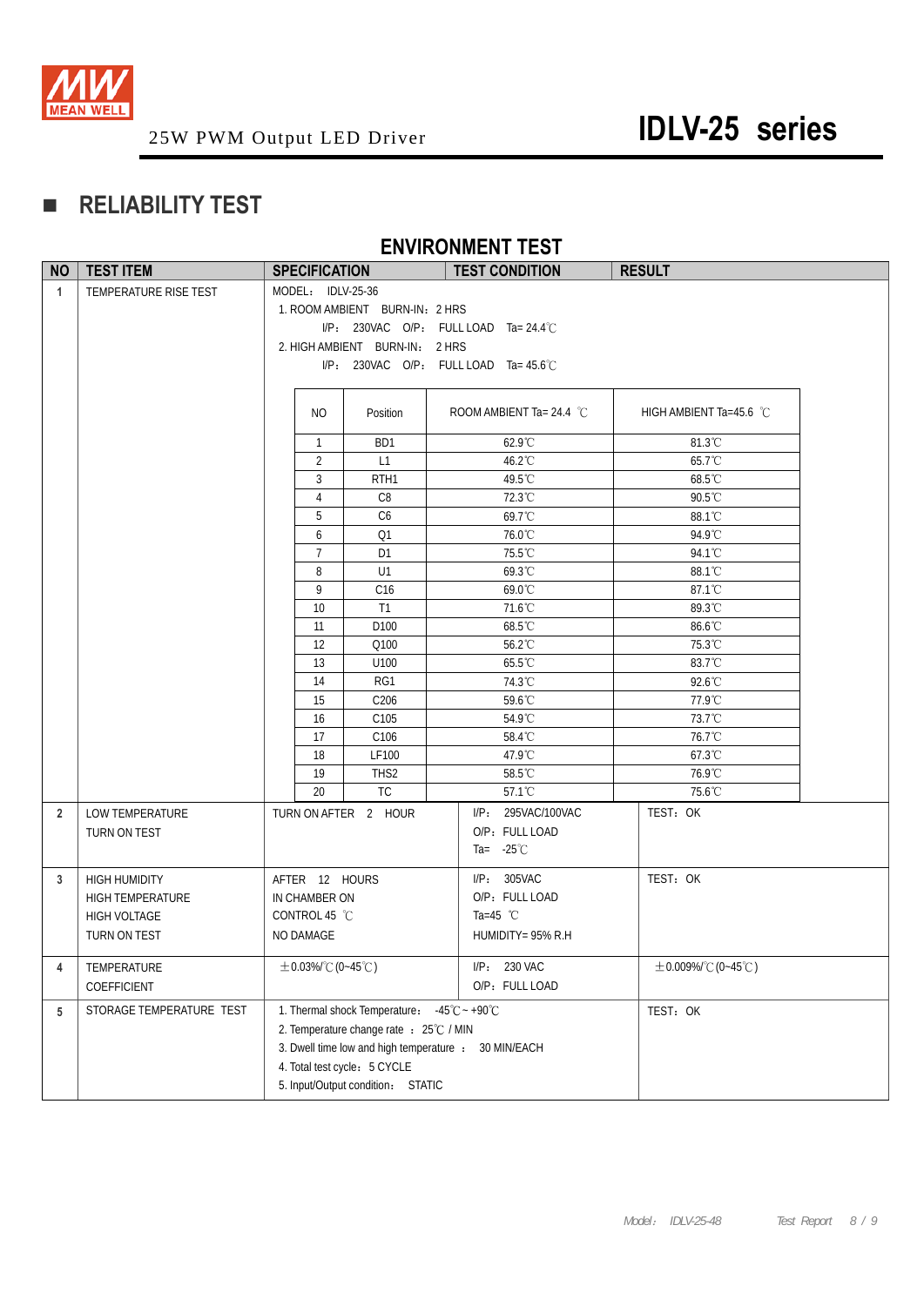## RELIABILITY TEST

### ENVIRONMENT TEST

| NO | TEST ITEM | SPECIFICATION | TEST CONDITION | RESULT |
|---|---|---|---|---|
| 1 | TEMPERATURE RISE TEST | MODEL: IDLV-25-36<br>1. ROOM AMBIENT BURN-IN: 2 HRS<br>I/P: 230VAC O/P: FULL LOAD Ta= 24.4℃<br>2. HIGH AMBIENT BURN-IN: 2 HRS<br>I/P: 230VAC O/P: FULL LOAD Ta= 45.6℃ | | |

| NO | Position | ROOM AMBIENT Ta= 24.4 ℃ | HIGH AMBIENT Ta=45.6 ℃ |
|---|---|---|---|
| 1 | BD1 | 62.9℃ | 81.3℃ |
| 2 | L1 | 46.2℃ | 65.7℃ |
| 3 | RTH1 | 49.5℃ | 68.5℃ |
| 4 | C8 | 72.3℃ | 90.5℃ |
| 5 | C6 | 69.7℃ | 88.1℃ |
| 6 | Q1 | 76.0℃ | 94.9℃ |
| 7 | D1 | 75.5℃ | 94.1℃ |
| 8 | U1 | 69.3℃ | 88.1℃ |
| 9 | C16 | 69.0℃ | 87.1℃ |
| 10 | T1 | 71.6℃ | 89.3℃ |
| 11 | D100 | 68.5℃ | 86.6℃ |
| 12 | Q100 | 56.2℃ | 75.3℃ |
| 13 | U100 | 65.5℃ | 83.7℃ |
| 14 | RG1 | 74.3℃ | 92.6℃ |
| 15 | C206 | 59.6℃ | 77.9℃ |
| 16 | C105 | 54.9℃ | 73.7℃ |
| 17 | C106 | 58.4℃ | 76.7℃ |
| 18 | LF100 | 47.9℃ | 67.3℃ |
| 19 | THS2 | 58.5℃ | 76.9℃ |
| 20 | TC | 57.1℃ | 75.6℃ |

| NO | TEST ITEM | SPECIFICATION | TEST CONDITION | RESULT |
|---|---|---|---|---|
| 2 | LOW TEMPERATURE TURN ON TEST | TURN ON AFTER 2 HOUR | I/P: 295VAC/100VAC<br>O/P: FULL LOAD<br>Ta= -25℃ | TEST: OK |
| 3 | HIGH HUMIDITY HIGH TEMPERATURE HIGH VOLTAGE TURN ON TEST | AFTER 12 HOURS IN CHAMBER ON CONTROL 45 ℃ NO DAMAGE | I/P: 305VAC<br>O/P: FULL LOAD<br>Ta=45 ℃<br>HUMIDITY= 95% R.H | TEST: OK |
| 4 | TEMPERATURE COEFFICIENT | ±0.03%/℃ (0~45℃) | I/P: 230 VAC<br>O/P: FULL LOAD | ±0.009%/℃ (0~45℃) |
| 5 | STORAGE TEMPERATURE TEST | 1. Thermal shock Temperature: -45℃ ~ +90℃<br>2. Temperature change rate : 25℃ / MIN<br>3. Dwell time low and high temperature : 30 MIN/EACH<br>4. Total test cycle: 5 CYCLE<br>5. Input/Output condition: STATIC | | TEST: OK |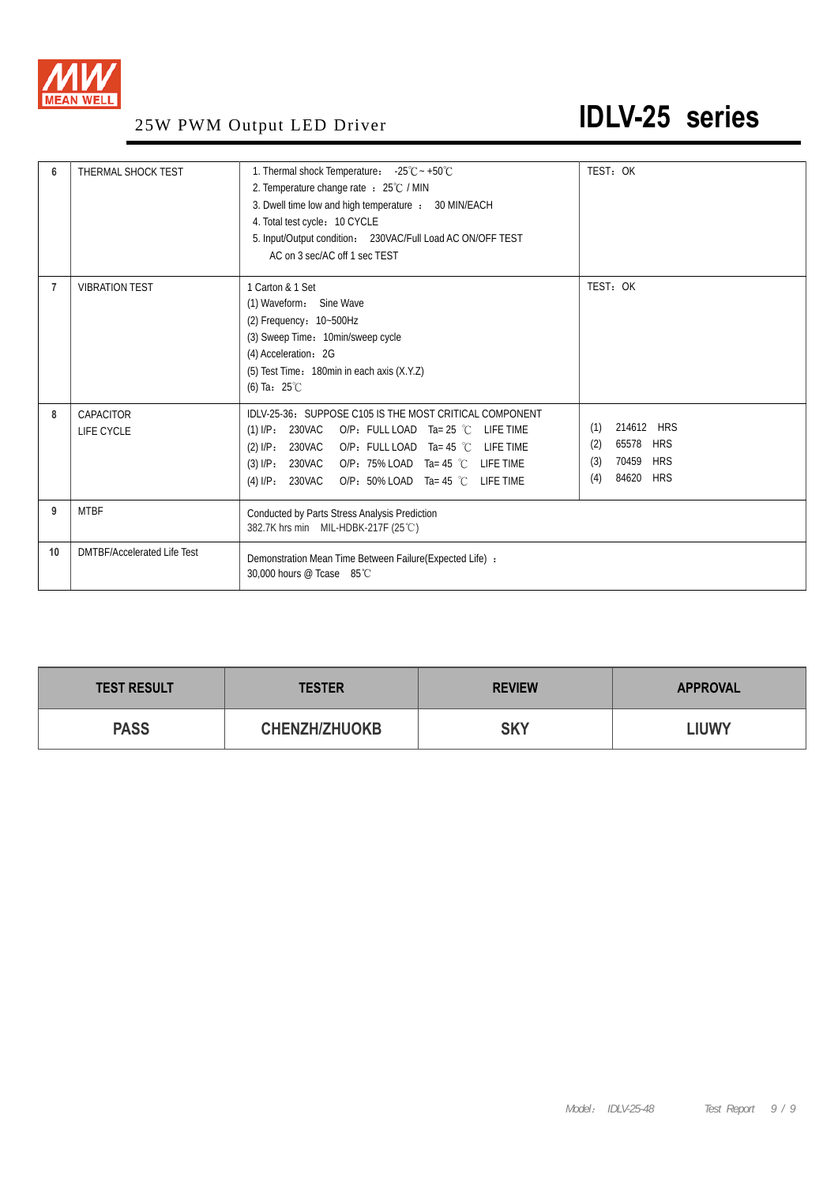# 25W PWM Output LED Driver

# IDLV-25 series

| | | | |
|---|---|---|---|
| 6 | THERMAL SHOCK TEST | 1. Thermal shock Temperature： -25℃ ~ +50℃<br>2. Temperature change rate ： 25℃ / MIN<br>3. Dwell time low and high temperature ： 30 MIN/EACH<br>4. Total test cycle：10 CYCLE<br>5. Input/Output condition： 230VAC/Full Load AC ON/OFF TEST<br>AC on 3 sec/AC off 1 sec TEST | TEST：OK |
| 7 | VIBRATION TEST | 1 Carton & 1 Set<br>(1) Waveform： Sine Wave<br>(2) Frequency：10~500Hz<br>(3) Sweep Time：10min/sweep cycle<br>(4) Acceleration：2G<br>(5) Test Time：180min in each axis (X.Y.Z)<br>(6) Ta：25℃ | TEST：OK |
| 8 | CAPACITOR LIFE CYCLE | IDLV-25-36：SUPPOSE C105 IS THE MOST CRITICAL COMPONENT<br>(1) I/P： 230VAC O/P：FULL LOAD Ta= 25 ℃ LIFE TIME<br>(2) I/P： 230VAC O/P：FULL LOAD Ta= 45 ℃ LIFE TIME<br>(3) I/P： 230VAC O/P：75% LOAD Ta= 45 ℃ LIFE TIME<br>(4) I/P： 230VAC O/P：50% LOAD Ta= 45 ℃ LIFE TIME | (1) 214612 HRS<br>(2) 65578 HRS<br>(3) 70459 HRS<br>(4) 84620 HRS |
| 9 | MTBF | Conducted by Parts Stress Analysis Prediction<br>382.7K hrs min MIL-HDBK-217F (25℃) | |
| 10 | DMTBF/Accelerated Life Test | Demonstration Mean Time Between Failure(Expected Life) ：<br>30,000 hours @ Tcase 85℃ | |

| TEST RESULT | TESTER | REVIEW | APPROVAL |
|---|---|---|---|
| PASS | CHENZH/ZHUOKB | SKY | LIUWY |